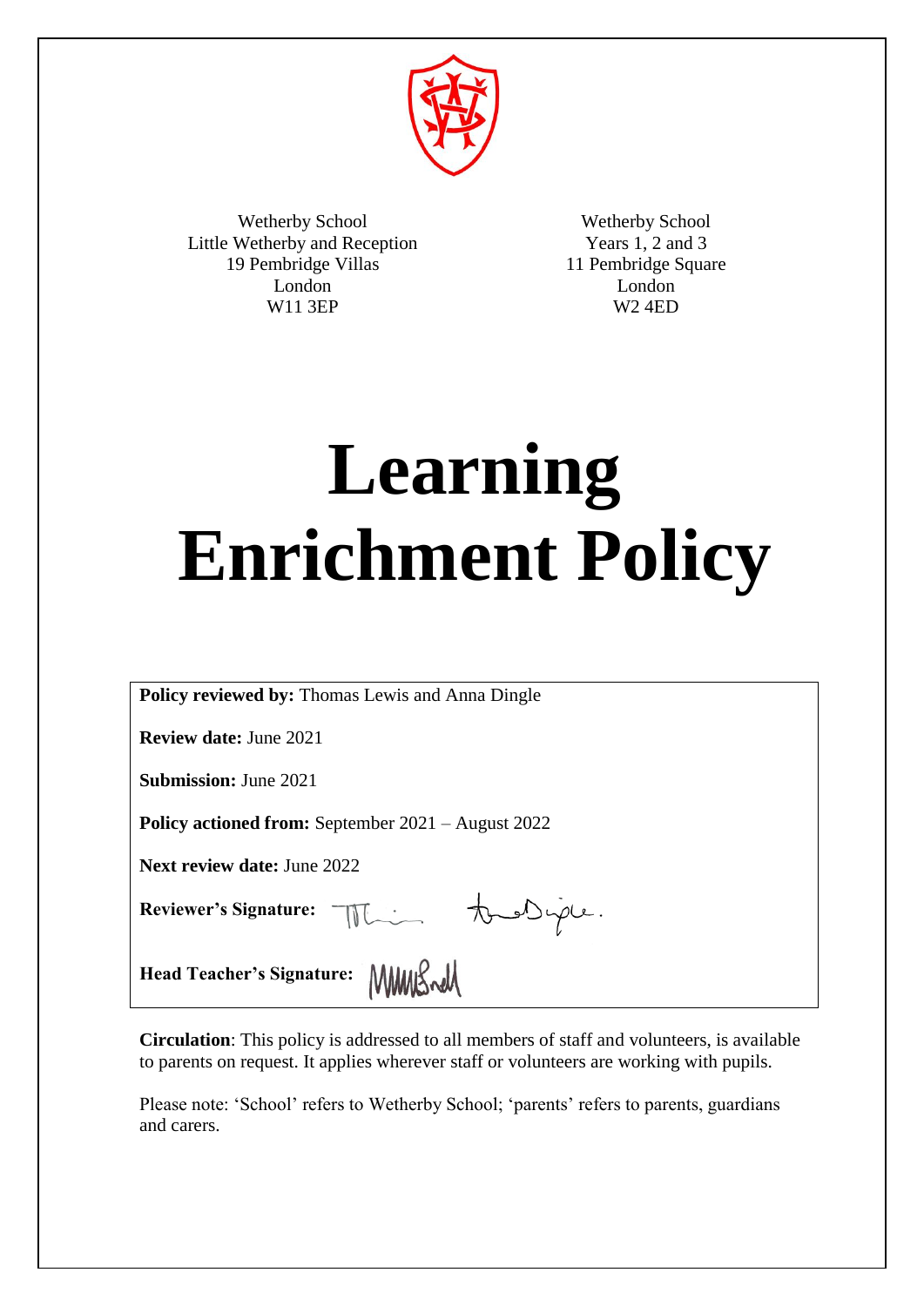Wetherby School
Little Wetherby and Reception
19 Pembridge Villas
London
W11 3EP

Wetherby School
Years 1, 2 and 3
11 Pembridge Square
London
W2 4ED

# Learning Enrichment Policy

**Policy reviewed by:** Thomas Lewis and Anna Dingle

**Review date:** June 2021

**Submission:** June 2021

**Policy actioned from:** September 2021 – August 2022

**Next review date:** June 2022

**Reviewer's Signature:**

**Head Teacher's Signature:**

**Circulation**: This policy is addressed to all members of staff and volunteers, is available to parents on request. It applies wherever staff or volunteers are working with pupils.

Please note: 'School' refers to Wetherby School; 'parents' refers to parents, guardians and carers.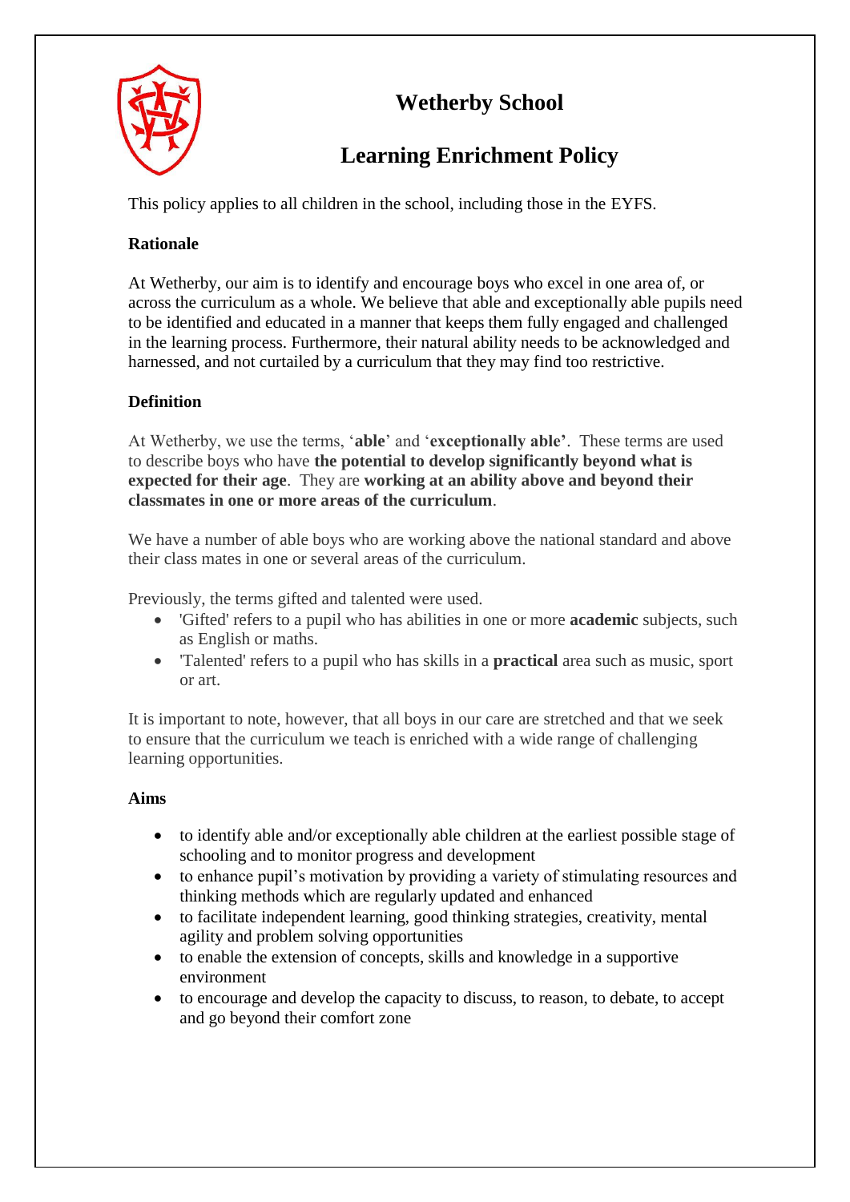# Wetherby School

## Learning Enrichment Policy

This policy applies to all children in the school, including those in the EYFS.

**Rationale**

At Wetherby, our aim is to identify and encourage boys who excel in one area of, or across the curriculum as a whole. We believe that able and exceptionally able pupils need to be identified and educated in a manner that keeps them fully engaged and challenged in the learning process. Furthermore, their natural ability needs to be acknowledged and harnessed, and not curtailed by a curriculum that they may find too restrictive.

**Definition**

At Wetherby, we use the terms, '**able**' and '**exceptionally able'**. These terms are used to describe boys who have **the potential to develop significantly beyond what is expected for their age**. They are **working at an ability above and beyond their classmates in one or more areas of the curriculum**.

We have a number of able boys who are working above the national standard and above their class mates in one or several areas of the curriculum.

Previously, the terms gifted and talented were used.

- 'Gifted' refers to a pupil who has abilities in one or more **academic** subjects, such as English or maths.
- 'Talented' refers to a pupil who has skills in a **practical** area such as music, sport or art.

It is important to note, however, that all boys in our care are stretched and that we seek to ensure that the curriculum we teach is enriched with a wide range of challenging learning opportunities.

**Aims**

- to identify able and/or exceptionally able children at the earliest possible stage of schooling and to monitor progress and development
- to enhance pupil's motivation by providing a variety of stimulating resources and thinking methods which are regularly updated and enhanced
- to facilitate independent learning, good thinking strategies, creativity, mental agility and problem solving opportunities
- to enable the extension of concepts, skills and knowledge in a supportive environment
- to encourage and develop the capacity to discuss, to reason, to debate, to accept and go beyond their comfort zone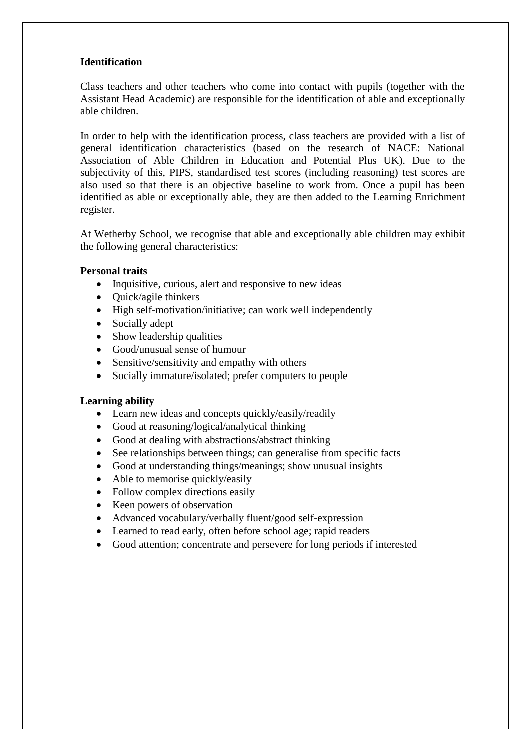**Identification**

Class teachers and other teachers who come into contact with pupils (together with the Assistant Head Academic) are responsible for the identification of able and exceptionally able children.

In order to help with the identification process, class teachers are provided with a list of general identification characteristics (based on the research of NACE: National Association of Able Children in Education and Potential Plus UK). Due to the subjectivity of this, PIPS, standardised test scores (including reasoning) test scores are also used so that there is an objective baseline to work from. Once a pupil has been identified as able or exceptionally able, they are then added to the Learning Enrichment register.

At Wetherby School, we recognise that able and exceptionally able children may exhibit the following general characteristics:

**Personal traits**

- Inquisitive, curious, alert and responsive to new ideas
- Quick/agile thinkers
- High self-motivation/initiative; can work well independently
- Socially adept
- Show leadership qualities
- Good/unusual sense of humour
- Sensitive/sensitivity and empathy with others
- Socially immature/isolated; prefer computers to people

**Learning ability**

- Learn new ideas and concepts quickly/easily/readily
- Good at reasoning/logical/analytical thinking
- Good at dealing with abstractions/abstract thinking
- See relationships between things; can generalise from specific facts
- Good at understanding things/meanings; show unusual insights
- Able to memorise quickly/easily
- Follow complex directions easily
- Keen powers of observation
- Advanced vocabulary/verbally fluent/good self-expression
- Learned to read early, often before school age; rapid readers
- Good attention; concentrate and persevere for long periods if interested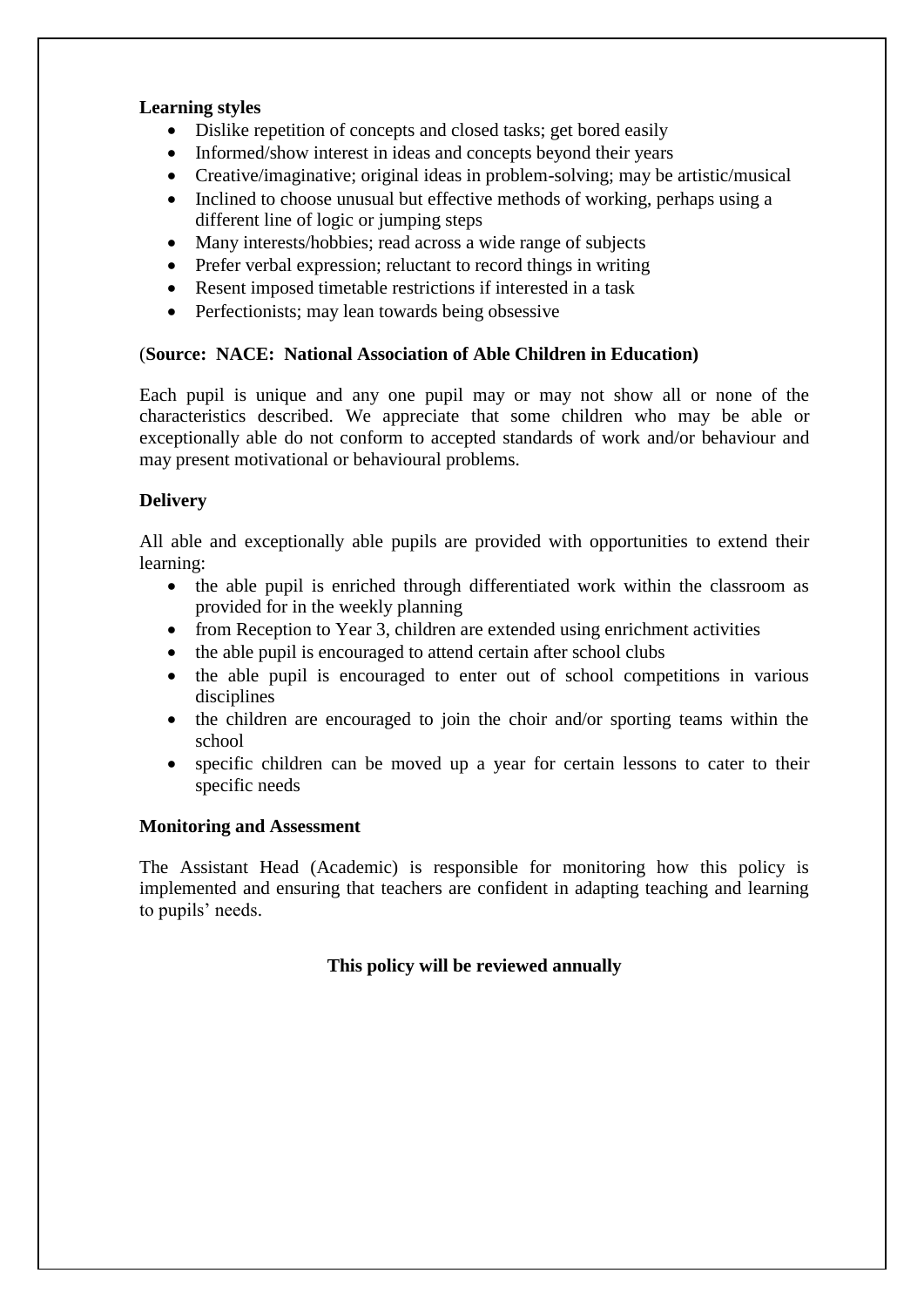**Learning styles**

- Dislike repetition of concepts and closed tasks; get bored easily
- Informed/show interest in ideas and concepts beyond their years
- Creative/imaginative; original ideas in problem-solving; may be artistic/musical
- Inclined to choose unusual but effective methods of working, perhaps using a different line of logic or jumping steps
- Many interests/hobbies; read across a wide range of subjects
- Prefer verbal expression; reluctant to record things in writing
- Resent imposed timetable restrictions if interested in a task
- Perfectionists; may lean towards being obsessive

(**Source: NACE: National Association of Able Children in Education)**

Each pupil is unique and any one pupil may or may not show all or none of the characteristics described. We appreciate that some children who may be able or exceptionally able do not conform to accepted standards of work and/or behaviour and may present motivational or behavioural problems.

**Delivery**

All able and exceptionally able pupils are provided with opportunities to extend their learning:

- the able pupil is enriched through differentiated work within the classroom as provided for in the weekly planning
- from Reception to Year 3, children are extended using enrichment activities
- the able pupil is encouraged to attend certain after school clubs
- the able pupil is encouraged to enter out of school competitions in various disciplines
- the children are encouraged to join the choir and/or sporting teams within the school
- specific children can be moved up a year for certain lessons to cater to their specific needs

**Monitoring and Assessment**

The Assistant Head (Academic) is responsible for monitoring how this policy is implemented and ensuring that teachers are confident in adapting teaching and learning to pupils' needs.

**This policy will be reviewed annually**